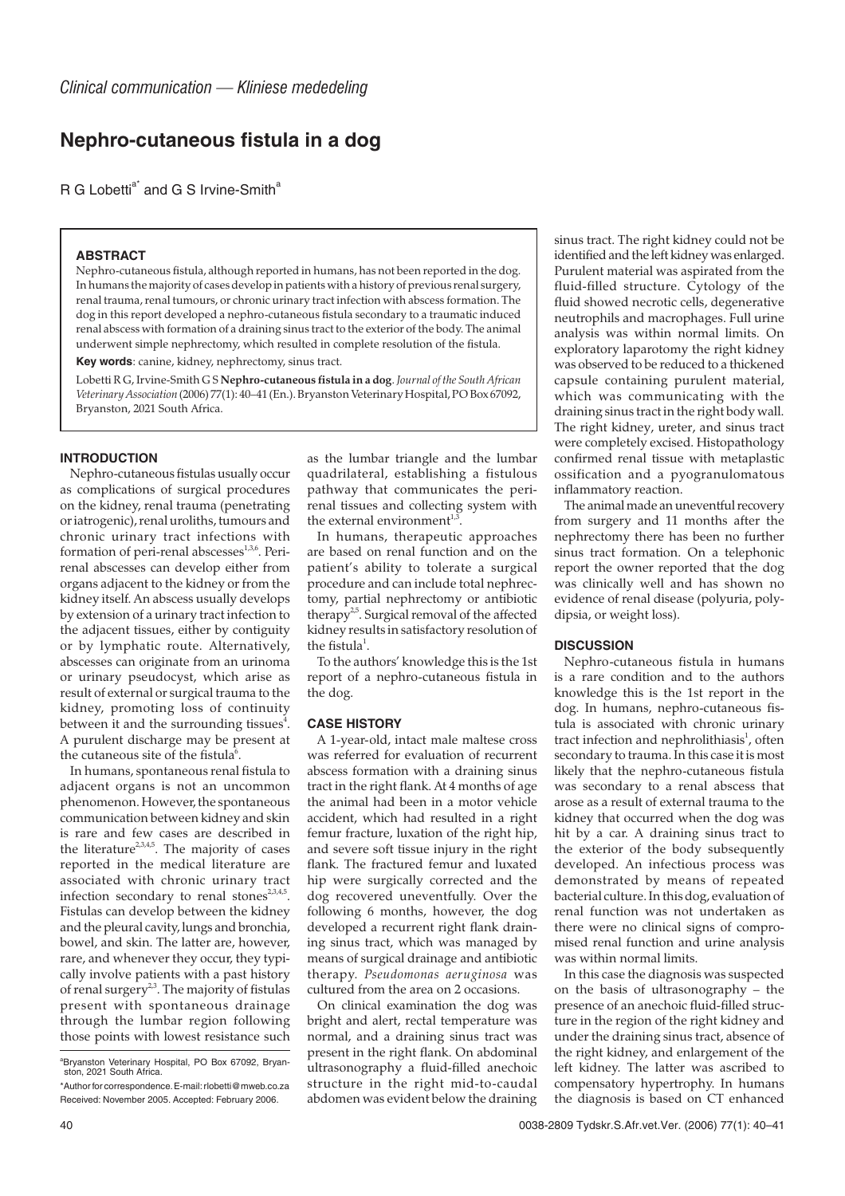*Clinical communication — Kliniese mededeling*

# Nephro-cutaneous fistula in a dog

R G Lobetti[a*] and G S Irvine-Smith[a]

## ABSTRACT

Nephro-cutaneous fistula, although reported in humans, has not been reported in the dog. In humans the majority of cases develop in patients with a history of previous renal surgery, renal trauma, renal tumours, or chronic urinary tract infection with abscess formation. The dog in this report developed a nephro-cutaneous fistula secondary to a traumatic induced renal abscess with formation of a draining sinus tract to the exterior of the body. The animal underwent simple nephrectomy, which resulted in complete resolution of the fistula.

**Key words**: canine, kidney, nephrectomy, sinus tract.

Lobetti R G, Irvine-Smith G S **Nephro-cutaneous fistula in a dog**. *Journal of the South African Veterinary Association* (2006) 77(1): 40–41 (En.). Bryanston Veterinary Hospital, PO Box 67092, Bryanston, 2021 South Africa.

## INTRODUCTION

Nephro-cutaneous fistulas usually occur as complications of surgical procedures on the kidney, renal trauma (penetrating or iatrogenic), renal uroliths, tumours and chronic urinary tract infections with formation of peri-renal abscesses[1,3,6]. Peri-renal abscesses can develop either from organs adjacent to the kidney or from the kidney itself. An abscess usually develops by extension of a urinary tract infection to the adjacent tissues, either by contiguity or by lymphatic route. Alternatively, abscesses can originate from an urinoma or urinary pseudocyst, which arise as result of external or surgical trauma to the kidney, promoting loss of continuity between it and the surrounding tissues[4]. A purulent discharge may be present at the cutaneous site of the fistula[6].

In humans, spontaneous renal fistula to adjacent organs is not an uncommon phenomenon. However, the spontaneous communication between kidney and skin is rare and few cases are described in the literature[2,3,4,5]. The majority of cases reported in the medical literature are associated with chronic urinary tract infection secondary to renal stones[2,3,4,5]. Fistulas can develop between the kidney and the pleural cavity, lungs and bronchia, bowel, and skin. The latter are, however, rare, and whenever they occur, they typically involve patients with a past history of renal surgery[2,3]. The majority of fistulas present with spontaneous drainage through the lumbar region following those points with lowest resistance such as the lumbar triangle and the lumbar quadrilateral, establishing a fistulous pathway that communicates the peri-renal tissues and collecting system with the external environment[1,3].

In humans, therapeutic approaches are based on renal function and on the patient's ability to tolerate a surgical procedure and can include total nephrectomy, partial nephrectomy or antibiotic therapy[2,5]. Surgical removal of the affected kidney results in satisfactory resolution of the fistula[1].

To the authors' knowledge this is the 1st report of a nephro-cutaneous fistula in the dog.

## CASE HISTORY

A 1-year-old, intact male maltese cross was referred for evaluation of recurrent abscess formation with a draining sinus tract in the right flank. At 4 months of age the animal had been in a motor vehicle accident, which had resulted in a right femur fracture, luxation of the right hip, and severe soft tissue injury in the right flank. The fractured femur and luxated hip were surgically corrected and the dog recovered uneventfully. Over the following 6 months, however, the dog developed a recurrent right flank draining sinus tract, which was managed by means of surgical drainage and antibiotic therapy. *Pseudomonas aeruginosa* was cultured from the area on 2 occasions.

On clinical examination the dog was bright and alert, rectal temperature was normal, and a draining sinus tract was present in the right flank. On abdominal ultrasonography a fluid-filled anechoic structure in the right mid-to-caudal abdomen was evident below the draining sinus tract. The right kidney could not be identified and the left kidney was enlarged. Purulent material was aspirated from the fluid-filled structure. Cytology of the fluid showed necrotic cells, degenerative neutrophils and macrophages. Full urine analysis was within normal limits. On exploratory laparotomy the right kidney was observed to be reduced to a thickened capsule containing purulent material, which was communicating with the draining sinus tract in the right body wall. The right kidney, ureter, and sinus tract were completely excised. Histopathology confirmed renal tissue with metaplastic ossification and a pyogranulomatous inflammatory reaction.

The animal made an uneventful recovery from surgery and 11 months after the nephrectomy there has been no further sinus tract formation. On a telephonic report the owner reported that the dog was clinically well and has shown no evidence of renal disease (polyuria, polydipsia, or weight loss).

## DISCUSSION

Nephro-cutaneous fistula in humans is a rare condition and to the authors knowledge this is the 1st report in the dog. In humans, nephro-cutaneous fistula is associated with chronic urinary tract infection and nephrolithiasis[1], often secondary to trauma. In this case it is most likely that the nephro-cutaneous fistula was secondary to a renal abscess that arose as a result of external trauma to the kidney that occurred when the dog was hit by a car. A draining sinus tract to the exterior of the body subsequently developed. An infectious process was demonstrated by means of repeated bacterial culture. In this dog, evaluation of renal function was not undertaken as there were no clinical signs of compromised renal function and urine analysis was within normal limits.

In this case the diagnosis was suspected on the basis of ultrasonography – the presence of an anechoic fluid-filled structure in the region of the right kidney and under the draining sinus tract, absence of the right kidney, and enlargement of the left kidney. The latter was ascribed to compensatory hypertrophy. In humans the diagnosis is based on CT enhanced

[a]Bryanston Veterinary Hospital, PO Box 67092, Bryanston, 2021 South Africa.

*Author for correspondence. E-mail: rlobetti@mweb.co.za

Received: November 2005. Accepted: February 2006.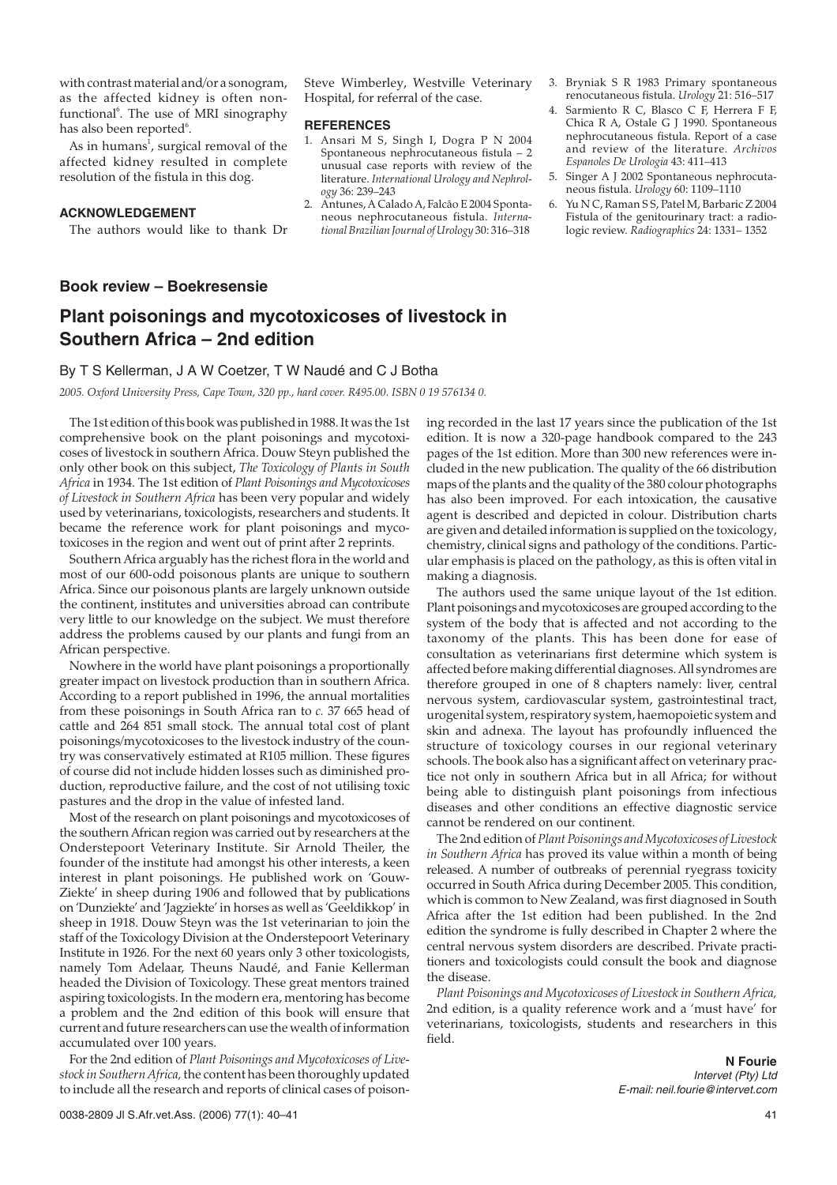with contrast material and/or a sonogram, as the affected kidney is often non-functional[6]. The use of MRI sinography has also been reported[6].

As in humans[1], surgical removal of the affected kidney resulted in complete resolution of the fistula in this dog.

#### ACKNOWLEDGEMENT

The authors would like to thank Dr Steve Wimberley, Westville Veterinary Hospital, for referral of the case.

#### REFERENCES

1. Ansari M S, Singh I, Dogra P N 2004 Spontaneous nephrocutaneous fistula – 2 unusual case reports with review of the literature. *International Urology and Nephrology* 36: 239–243
2. Antunes, A Calado A, Falcão E 2004 Spontaneous nephrocutaneous fistula. *International Brazilian Journal of Urology* 30: 316–318
3. Bryniak S R 1983 Primary spontaneous renocutaneous fistula. *Urology* 21: 516–517
4. Sarmiento R C, Blasco C F, Herrera F F, Chica R A, Ostale G J 1990. Spontaneous nephrocutaneous fistula. Report of a case and review of the literature. *Archivos Espanoles De Urologia* 43: 411–413
5. Singer A J 2002 Spontaneous nephrocutaneous fistula. *Urology* 60: 1109–1110
6. Yu N C, Raman S S, Patel M, Barbaric Z 2004 Fistula of the genitourinary tract: a radiologic review. *Radiographics* 24: 1331– 1352

### Book review – Boekresensie

## Plant poisonings and mycotoxicoses of livestock in Southern Africa – 2nd edition

By T S Kellerman, J A W Coetzer, T W Naudé and C J Botha

*2005. Oxford University Press, Cape Town, 320 pp., hard cover. R495.00. ISBN 0 19 576134 0.*

The 1st edition of this book was published in 1988. It was the 1st comprehensive book on the plant poisonings and mycotoxicoses of livestock in southern Africa. Douw Steyn published the only other book on this subject, *The Toxicology of Plants in South Africa* in 1934. The 1st edition of *Plant Poisonings and Mycotoxicoses of Livestock in Southern Africa* has been very popular and widely used by veterinarians, toxicologists, researchers and students. It became the reference work for plant poisonings and mycotoxicoses in the region and went out of print after 2 reprints.

Southern Africa arguably has the richest flora in the world and most of our 600-odd poisonous plants are unique to southern Africa. Since our poisonous plants are largely unknown outside the continent, institutes and universities abroad can contribute very little to our knowledge on the subject. We must therefore address the problems caused by our plants and fungi from an African perspective.

Nowhere in the world have plant poisonings a proportionally greater impact on livestock production than in southern Africa. According to a report published in 1996, the annual mortalities from these poisonings in South Africa ran to *c.* 37 665 head of cattle and 264 851 small stock. The annual total cost of plant poisonings/mycotoxicoses to the livestock industry of the country was conservatively estimated at R105 million. These figures of course did not include hidden losses such as diminished production, reproductive failure, and the cost of not utilising toxic pastures and the drop in the value of infested land.

Most of the research on plant poisonings and mycotoxicoses of the southern African region was carried out by researchers at the Onderstepoort Veterinary Institute. Sir Arnold Theiler, the founder of the institute had amongst his other interests, a keen interest in plant poisonings. He published work on 'Gouw-Ziekte' in sheep during 1906 and followed that by publications on 'Dunziekte' and 'Jagziekte' in horses as well as 'Geeldikkop' in sheep in 1918. Douw Steyn was the 1st veterinarian to join the staff of the Toxicology Division at the Onderstepoort Veterinary Institute in 1926. For the next 60 years only 3 other toxicologists, namely Tom Adelaar, Theuns Naudé, and Fanie Kellerman headed the Division of Toxicology. These great mentors trained aspiring toxicologists. In the modern era, mentoring has become a problem and the 2nd edition of this book will ensure that current and future researchers can use the wealth of information accumulated over 100 years.

For the 2nd edition of *Plant Poisonings and Mycotoxicoses of Livestock in Southern Africa,* the content has been thoroughly updated to include all the research and reports of clinical cases of poisoning recorded in the last 17 years since the publication of the 1st edition. It is now a 320-page handbook compared to the 243 pages of the 1st edition. More than 300 new references were included in the new publication. The quality of the 66 distribution maps of the plants and the quality of the 380 colour photographs has also been improved. For each intoxication, the causative agent is described and depicted in colour. Distribution charts are given and detailed information is supplied on the toxicology, chemistry, clinical signs and pathology of the conditions. Particular emphasis is placed on the pathology, as this is often vital in making a diagnosis.

The authors used the same unique layout of the 1st edition. Plant poisonings and mycotoxicoses are grouped according to the system of the body that is affected and not according to the taxonomy of the plants. This has been done for ease of consultation as veterinarians first determine which system is affected before making differential diagnoses. All syndromes are therefore grouped in one of 8 chapters namely: liver, central nervous system, cardiovascular system, gastrointestinal tract, urogenital system, respiratory system, haemopoietic system and skin and adnexa. The layout has profoundly influenced the structure of toxicology courses in our regional veterinary schools. The book also has a significant affect on veterinary practice not only in southern Africa but in all Africa; for without being able to distinguish plant poisonings from infectious diseases and other conditions an effective diagnostic service cannot be rendered on our continent.

The 2nd edition of *Plant Poisonings and Mycotoxicoses of Livestock in Southern Africa* has proved its value within a month of being released. A number of outbreaks of perennial ryegrass toxicity occurred in South Africa during December 2005. This condition, which is common to New Zealand, was first diagnosed in South Africa after the 1st edition had been published. In the 2nd edition the syndrome is fully described in Chapter 2 where the central nervous system disorders are described. Private practitioners and toxicologists could consult the book and diagnose the disease.

*Plant Poisonings and Mycotoxicoses of Livestock in Southern Africa,* 2nd edition, is a quality reference work and a 'must have' for veterinarians, toxicologists, students and researchers in this field.

**N Fourie**
*Intervet (Pty) Ltd*
*E-mail: neil.fourie@intervet.com*